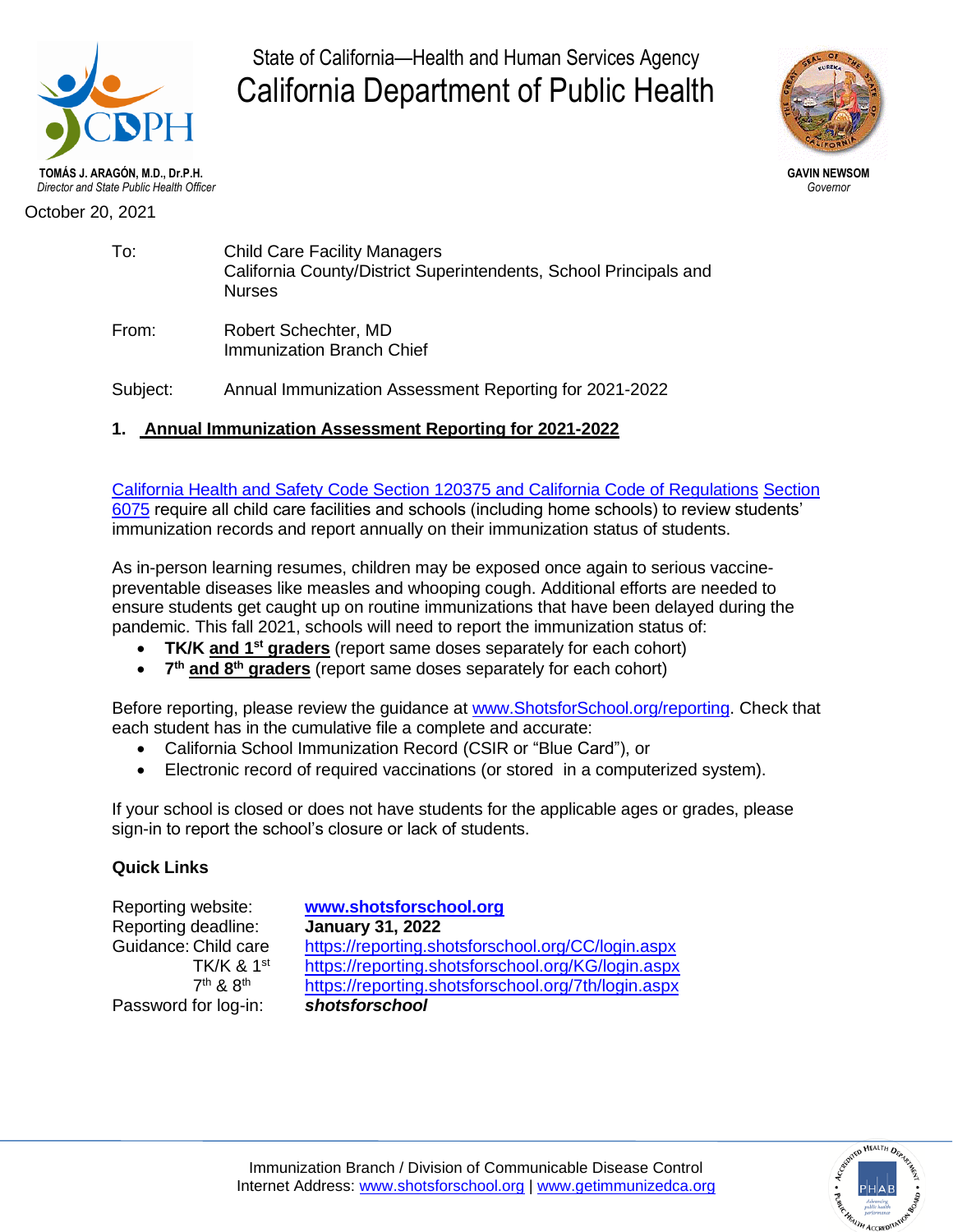State of California—Health and Human Services Agency

# California Department of Public Health

**TOMÁS J. ARAGÓN, M.D., Dr.P.H.**
*Director and State Public Health Officer*

**GAVIN NEWSOM**
*Governor*

October 20, 2021

To: Child Care Facility Managers
California County/District Superintendents, School Principals and Nurses

From: Robert Schechter, MD
Immunization Branch Chief

Subject: Annual Immunization Assessment Reporting for 2021-2022

## 1. Annual Immunization Assessment Reporting for 2021-2022

California Health and Safety Code Section 120375 and California Code of Regulations Section 6075 require all child care facilities and schools (including home schools) to review students' immunization records and report annually on their immunization status of students.

As in-person learning resumes, children may be exposed once again to serious vaccine-preventable diseases like measles and whooping cough. Additional efforts are needed to ensure students get caught up on routine immunizations that have been delayed during the pandemic. This fall 2021, schools will need to report the immunization status of:

- **TK/K and 1st graders** (report same doses separately for each cohort)
- **7th and 8th graders** (report same doses separately for each cohort)

Before reporting, please review the guidance at www.ShotsforSchool.org/reporting. Check that each student has in the cumulative file a complete and accurate:

- California School Immunization Record (CSIR or "Blue Card"), or
- Electronic record of required vaccinations (or stored in a computerized system).

If your school is closed or does not have students for the applicable ages or grades, please sign-in to report the school's closure or lack of students.

### Quick Links

| | |
|---|---|
| Reporting website: | **www.shotsforschool.org** |
| Reporting deadline: | **January 31, 2022** |
| Guidance: Child care | https://reporting.shotsforschool.org/CC/login.aspx |
| TK/K & 1st | https://reporting.shotsforschool.org/KG/login.aspx |
| 7th & 8th | https://reporting.shotsforschool.org/7th/login.aspx |
| Password for log-in: | ***shotsforschool*** |

Immunization Branch / Division of Communicable Disease Control
Internet Address: www.shotsforschool.org | www.getimmunizedca.org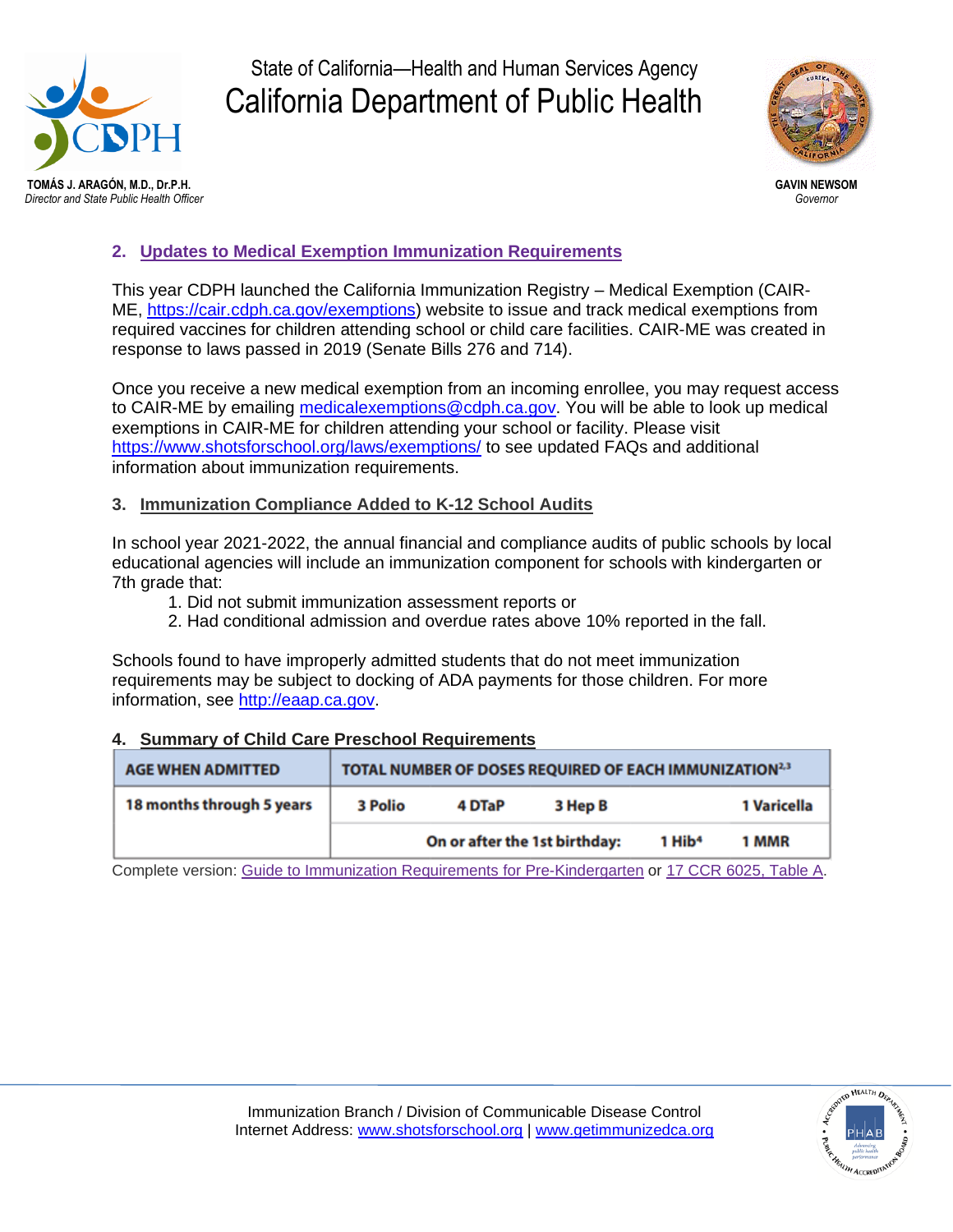## 2. Updates to Medical Exemption Immunization Requirements

This year CDPH launched the California Immunization Registry – Medical Exemption (CAIR-ME, https://cair.cdph.ca.gov/exemptions) website to issue and track medical exemptions from required vaccines for children attending school or child care facilities. CAIR-ME was created in response to laws passed in 2019 (Senate Bills 276 and 714).

Once you receive a new medical exemption from an incoming enrollee, you may request access to CAIR-ME by emailing medicalexemptions@cdph.ca.gov. You will be able to look up medical exemptions in CAIR-ME for children attending your school or facility. Please visit https://www.shotsforschool.org/laws/exemptions/ to see updated FAQs and additional information about immunization requirements.

## 3. Immunization Compliance Added to K-12 School Audits

In school year 2021-2022, the annual financial and compliance audits of public schools by local educational agencies will include an immunization component for schools with kindergarten or 7th grade that:

1. Did not submit immunization assessment reports or
2. Had conditional admission and overdue rates above 10% reported in the fall.

Schools found to have improperly admitted students that do not meet immunization requirements may be subject to docking of ADA payments for those children. For more information, see http://eaap.ca.gov.

## 4. Summary of Child Care Preschool Requirements

| AGE WHEN ADMITTED | TOTAL NUMBER OF DOSES REQUIRED OF EACH IMMUNIZATION[2,3] | | | | |
|---|---|---|---|---|---|
| 18 months through 5 years | 3 Polio | 4 DTaP | 3 Hep B | | 1 Varicella |
| | | On or after the 1st birthday: | | 1 Hib[4] | 1 MMR |

Complete version: Guide to Immunization Requirements for Pre-Kindergarten or 17 CCR 6025, Table A.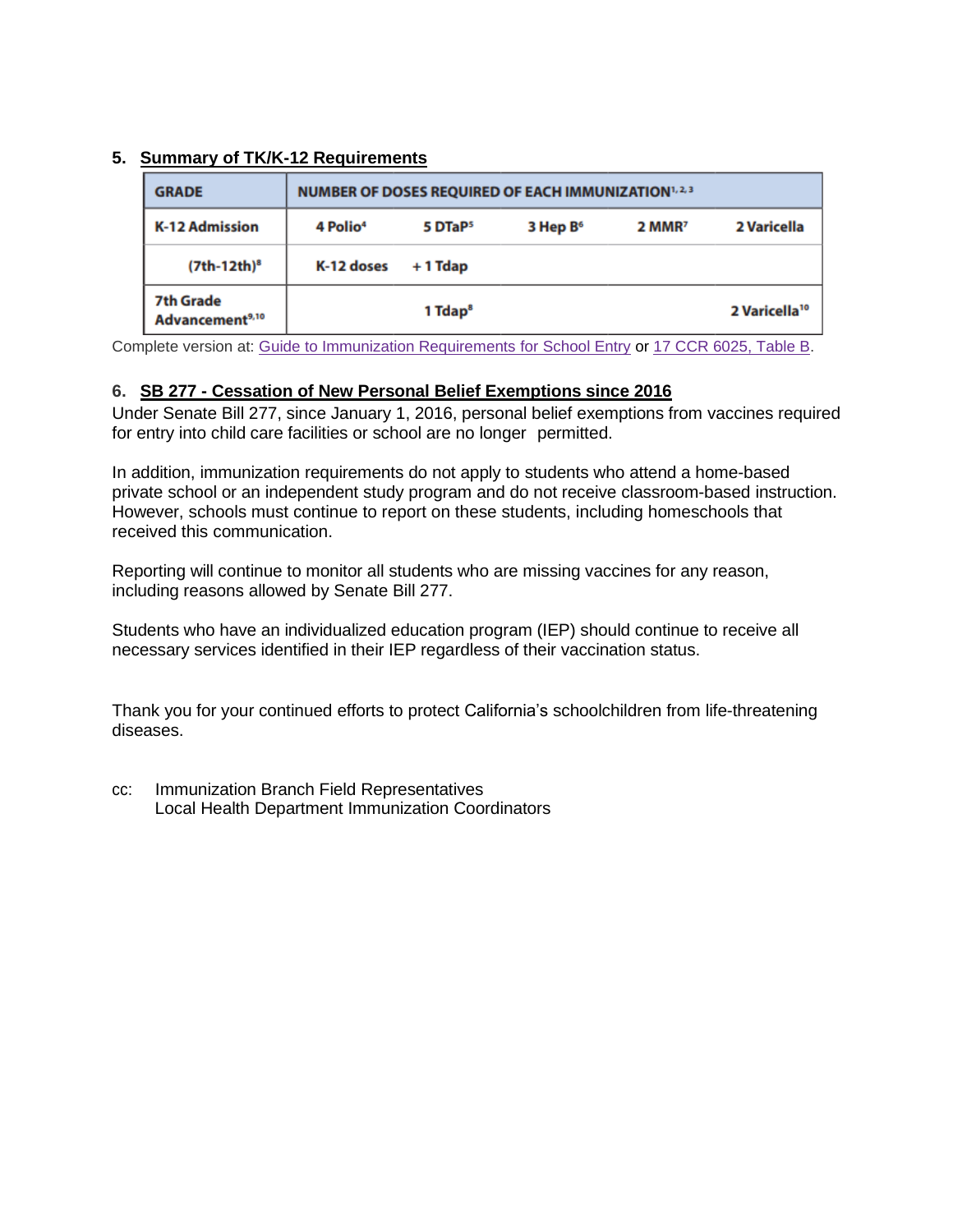## 5. Summary of TK/K-12 Requirements

| GRADE | NUMBER OF DOSES REQUIRED OF EACH IMMUNIZATION[1, 2, 3] | | | | |
|---|---|---|---|---|---|
| K-12 Admission | 4 Polio[4] | 5 DTaP[5] | 3 Hep B[6] | 2 MMR[7] | 2 Varicella |
| (7th-12th)[8] | K-12 doses | + 1 Tdap | | | |
| 7th Grade Advancement[9,10] | | 1 Tdap[8] | | | 2 Varicella[10] |

Complete version at: Guide to Immunization Requirements for School Entry or 17 CCR 6025, Table B.

## 6. SB 277 - Cessation of New Personal Belief Exemptions since 2016

Under Senate Bill 277, since January 1, 2016, personal belief exemptions from vaccines required for entry into child care facilities or school are no longer permitted.

In addition, immunization requirements do not apply to students who attend a home-based private school or an independent study program and do not receive classroom-based instruction. However, schools must continue to report on these students, including homeschools that received this communication.

Reporting will continue to monitor all students who are missing vaccines for any reason, including reasons allowed by Senate Bill 277.

Students who have an individualized education program (IEP) should continue to receive all necessary services identified in their IEP regardless of their vaccination status.

Thank you for your continued efforts to protect California's schoolchildren from life-threatening diseases.

cc: Immunization Branch Field Representatives
Local Health Department Immunization Coordinators